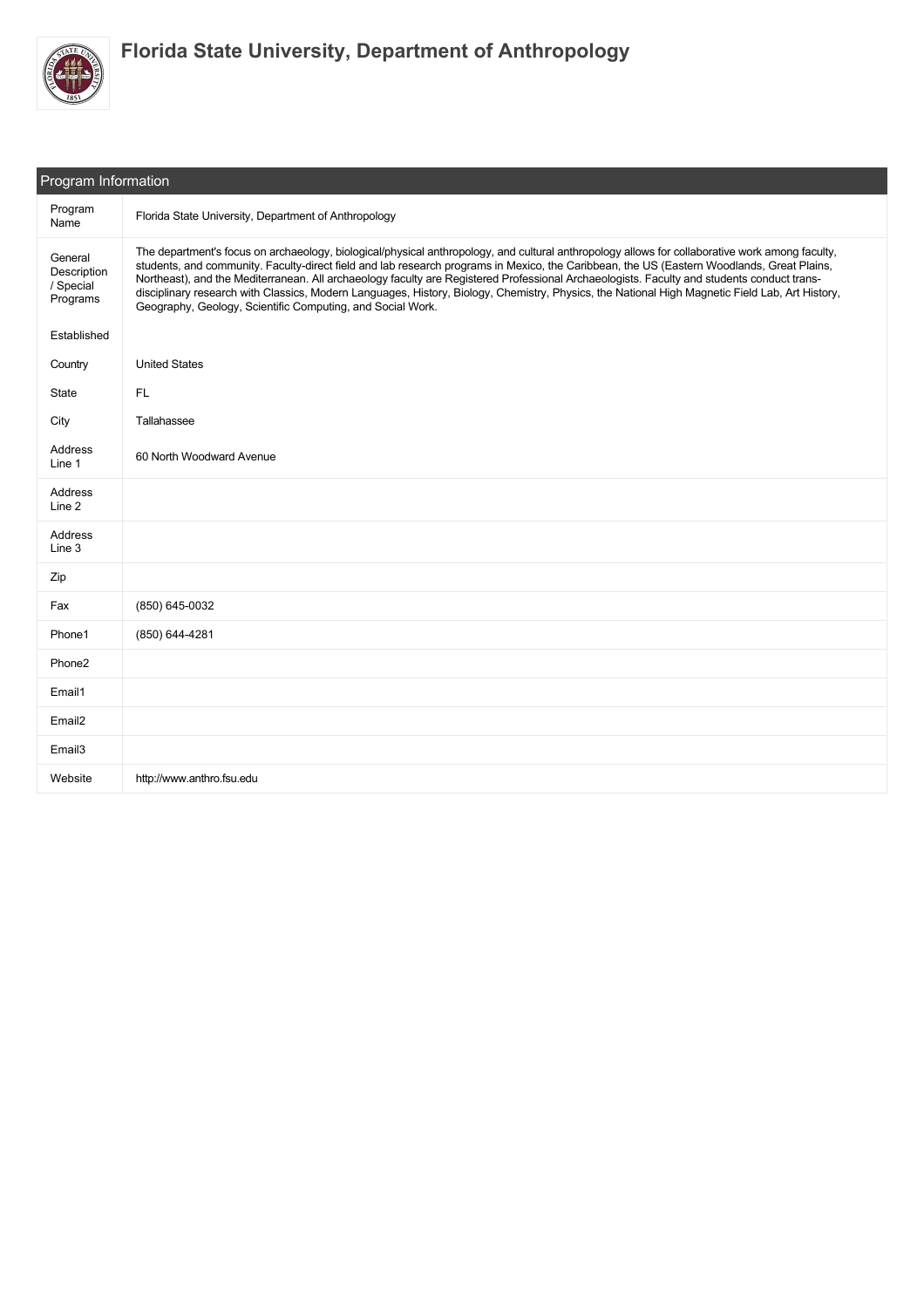# Florida State University, Department of Anthropology

## Program Information

| Field | Value |
|---|---|
| Program Name | Florida State University, Department of Anthropology |
| General Description / Special Programs | The department's focus on archaeology, biological/physical anthropology, and cultural anthropology allows for collaborative work among faculty, students, and community. Faculty-direct field and lab research programs in Mexico, the Caribbean, the US (Eastern Woodlands, Great Plains, Northeast), and the Mediterranean. All archaeology faculty are Registered Professional Archaeologists. Faculty and students conduct trans-disciplinary research with Classics, Modern Languages, History, Biology, Chemistry, Physics, the National High Magnetic Field Lab, Art History, Geography, Geology, Scientific Computing, and Social Work. |
| Established | |
| Country | United States |
| State | FL |
| City | Tallahassee |
| Address Line 1 | 60 North Woodward Avenue |
| Address Line 2 | |
| Address Line 3 | |
| Zip | |
| Fax | (850) 645-0032 |
| Phone1 | (850) 644-4281 |
| Phone2 | |
| Email1 | |
| Email2 | |
| Email3 | |
| Website | http://www.anthro.fsu.edu |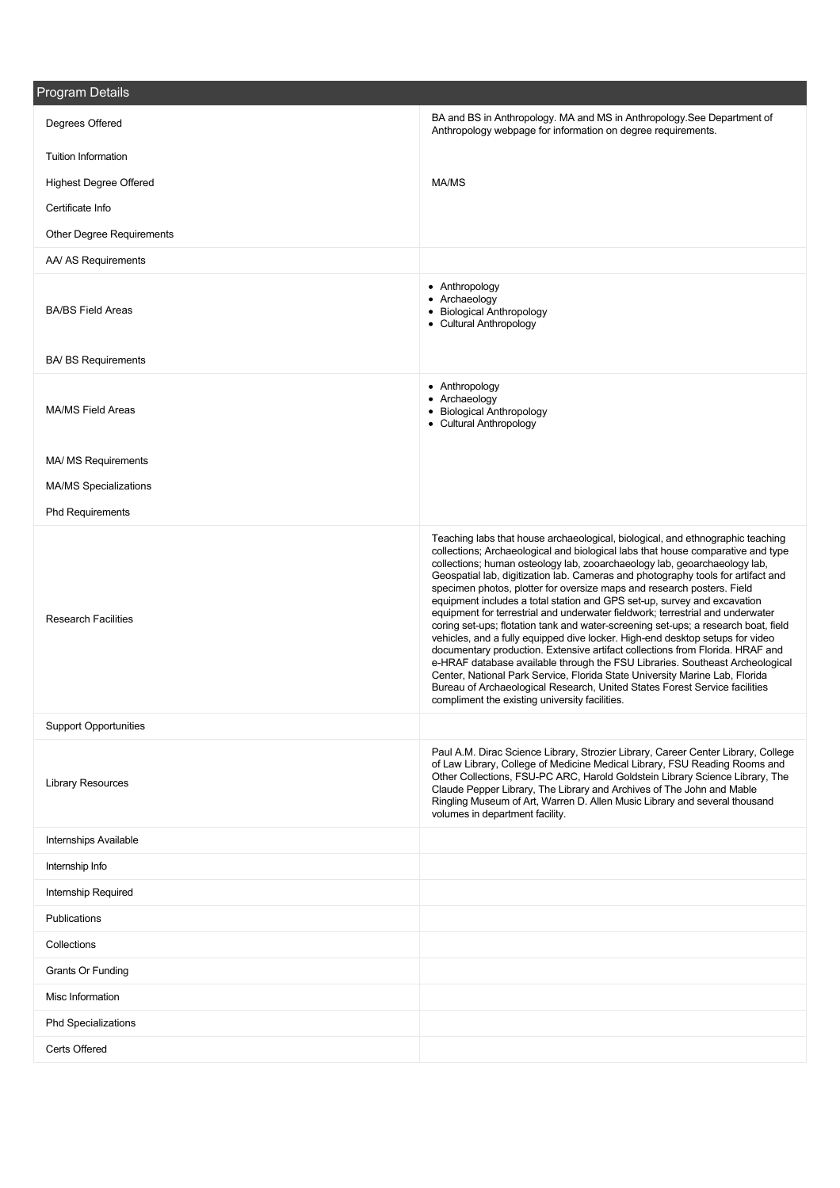## Program Details

| Field | Value |
| --- | --- |
| Degrees Offered | BA and BS in Anthropology. MA and MS in Anthropology.See Department of Anthropology webpage for information on degree requirements. |
| Tuition Information | |
| Highest Degree Offered | MA/MS |
| Certificate Info | |
| Other Degree Requirements | |
| AA/ AS Requirements | |
| BA/BS Field Areas | • Anthropology<br>• Archaeology<br>• Biological Anthropology<br>• Cultural Anthropology |
| BA/ BS Requirements | |
| MA/MS Field Areas | • Anthropology<br>• Archaeology<br>• Biological Anthropology<br>• Cultural Anthropology |
| MA/ MS Requirements | |
| MA/MS Specializations | |
| Phd Requirements | |
| Research Facilities | Teaching labs that house archaeological, biological, and ethnographic teaching collections; Archaeological and biological labs that house comparative and type collections; human osteology lab, zooarchaeology lab, geoarchaeology lab, Geospatial lab, digitization lab. Cameras and photography tools for artifact and specimen photos, plotter for oversize maps and research posters. Field equipment includes a total station and GPS set-up, survey and excavation equipment for terrestrial and underwater fieldwork; terrestrial and underwater coring set-ups; flotation tank and water-screening set-ups; a research boat, field vehicles, and a fully equipped dive locker. High-end desktop setups for video documentary production. Extensive artifact collections from Florida. HRAF and e-HRAF database available through the FSU Libraries. Southeast Archeological Center, National Park Service, Florida State University Marine Lab, Florida Bureau of Archaeological Research, United States Forest Service facilities compliment the existing university facilities. |
| Support Opportunities | |
| Library Resources | Paul A.M. Dirac Science Library, Strozier Library, Career Center Library, College of Law Library, College of Medicine Medical Library, FSU Reading Rooms and Other Collections, FSU-PC ARC, Harold Goldstein Library Science Library, The Claude Pepper Library, The Library and Archives of The John and Mable Ringling Museum of Art, Warren D. Allen Music Library and several thousand volumes in department facility. |
| Internships Available | |
| Internship Info | |
| Internship Required | |
| Publications | |
| Collections | |
| Grants Or Funding | |
| Misc Information | |
| Phd Specializations | |
| Certs Offered | |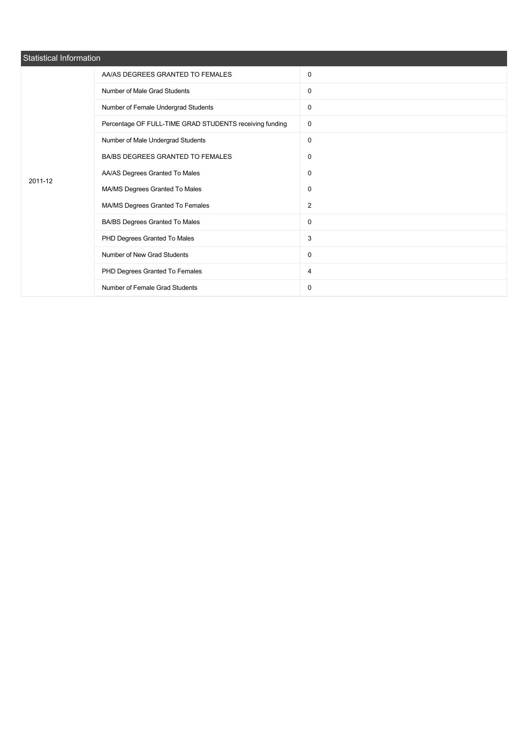## Statistical Information

| Year | Item | Value |
| --- | --- | --- |
| 2011-12 | AA/AS DEGREES GRANTED TO FEMALES | 0 |
| | Number of Male Grad Students | 0 |
| | Number of Female Undergrad Students | 0 |
| | Percentage OF FULL-TIME GRAD STUDENTS receiving funding | 0 |
| | Number of Male Undergrad Students | 0 |
| | BA/BS DEGREES GRANTED TO FEMALES | 0 |
| | AA/AS Degrees Granted To Males | 0 |
| | MA/MS Degrees Granted To Males | 0 |
| | MA/MS Degrees Granted To Females | 2 |
| | BA/BS Degrees Granted To Males | 0 |
| | PHD Degrees Granted To Males | 3 |
| | Number of New Grad Students | 0 |
| | PHD Degrees Granted To Females | 4 |
| | Number of Female Grad Students | 0 |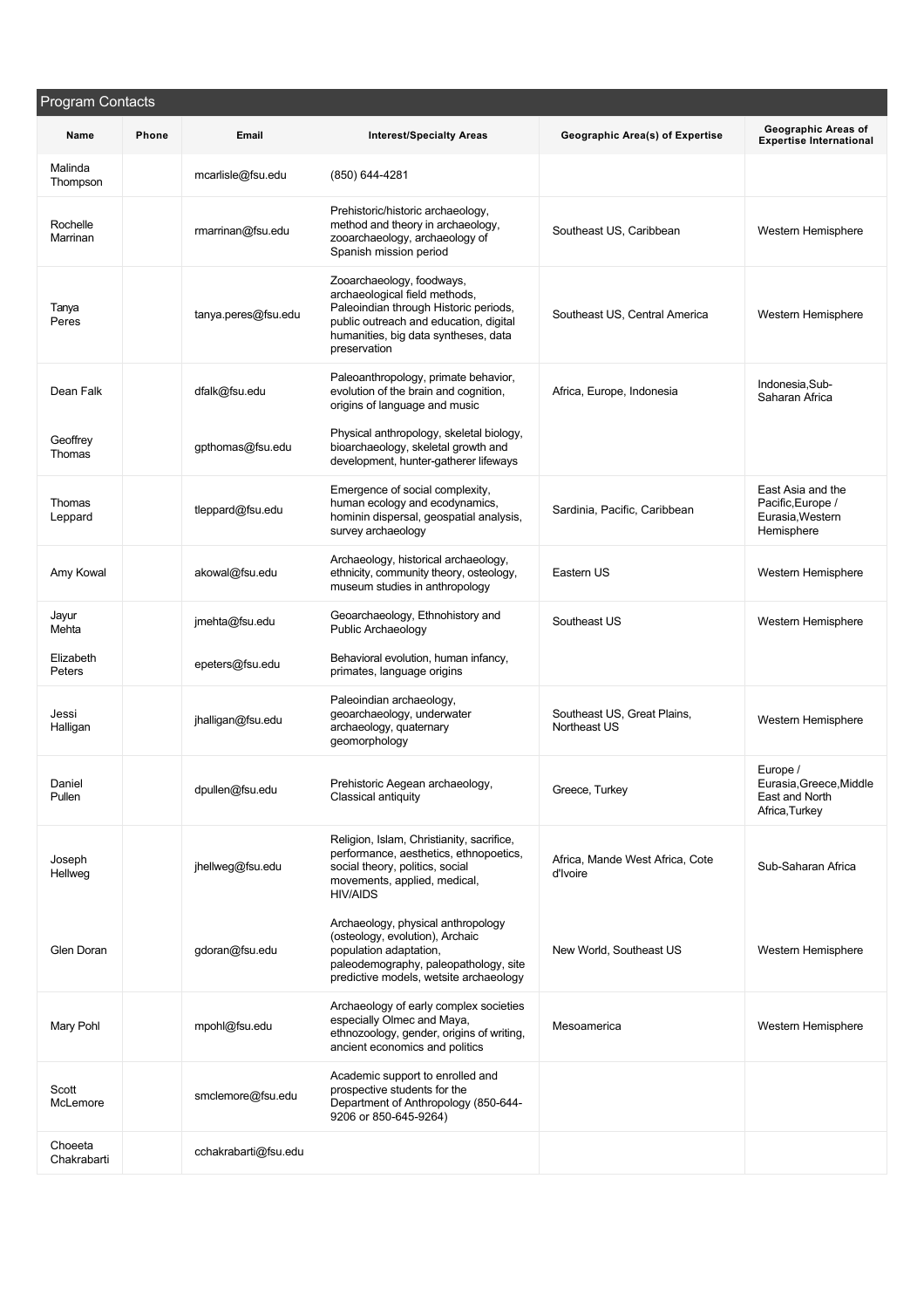## Program Contacts

| Name | Phone | Email | Interest/Specialty Areas | Geographic Area(s) of Expertise | Geographic Areas of Expertise International |
|---|---|---|---|---|---|
| Malinda Thompson | | mcarlisle@fsu.edu | (850) 644-4281 | | |
| Rochelle Marrinan | | rmarrinan@fsu.edu | Prehistoric/historic archaeology, method and theory in archaeology, zooarchaeology, archaeology of Spanish mission period | Southeast US, Caribbean | Western Hemisphere |
| Tanya Peres | | tanya.peres@fsu.edu | Zooarchaeology, foodways, archaeological field methods, Paleoindian through Historic periods, public outreach and education, digital humanities, big data syntheses, data preservation | Southeast US, Central America | Western Hemisphere |
| Dean Falk | | dfalk@fsu.edu | Paleoanthropology, primate behavior, evolution of the brain and cognition, origins of language and music | Africa, Europe, Indonesia | Indonesia,Sub-Saharan Africa |
| Geoffrey Thomas | | gpthomas@fsu.edu | Physical anthropology, skeletal biology, bioarchaeology, skeletal growth and development, hunter-gatherer lifeways | | |
| Thomas Leppard | | tleppard@fsu.edu | Emergence of social complexity, human ecology and ecodynamics, hominin dispersal, geospatial analysis, survey archaeology | Sardinia, Pacific, Caribbean | East Asia and the Pacific,Europe / Eurasia,Western Hemisphere |
| Amy Kowal | | akowal@fsu.edu | Archaeology, historical archaeology, ethnicity, community theory, osteology, museum studies in anthropology | Eastern US | Western Hemisphere |
| Jayur Mehta | | jmehta@fsu.edu | Geoarchaeology, Ethnohistory and Public Archaeology | Southeast US | Western Hemisphere |
| Elizabeth Peters | | epeters@fsu.edu | Behavioral evolution, human infancy, primates, language origins | | |
| Jessi Halligan | | jhalligan@fsu.edu | Paleoindian archaeology, geoarchaeology, underwater archaeology, quaternary geomorphology | Southeast US, Great Plains, Northeast US | Western Hemisphere |
| Daniel Pullen | | dpullen@fsu.edu | Prehistoric Aegean archaeology, Classical antiquity | Greece, Turkey | Europe / Eurasia,Greece,Middle East and North Africa,Turkey |
| Joseph Hellweg | | jhellweg@fsu.edu | Religion, Islam, Christianity, sacrifice, performance, aesthetics, ethnopoetics, social theory, politics, social movements, applied, medical, HIV/AIDS | Africa, Mande West Africa, Cote d'Ivoire | Sub-Saharan Africa |
| Glen Doran | | gdoran@fsu.edu | Archaeology, physical anthropology (osteology, evolution), Archaic population adaptation, paleodemography, paleopathology, site predictive models, wetsite archaeology | New World, Southeast US | Western Hemisphere |
| Mary Pohl | | mpohl@fsu.edu | Archaeology of early complex societies especially Olmec and Maya, ethnozoology, gender, origins of writing, ancient economics and politics | Mesoamerica | Western Hemisphere |
| Scott McLemore | | smclemore@fsu.edu | Academic support to enrolled and prospective students for the Department of Anthropology (850-644-9206 or 850-645-9264) | | |
| Choeeta Chakrabarti | | cchakrabarti@fsu.edu | | | |